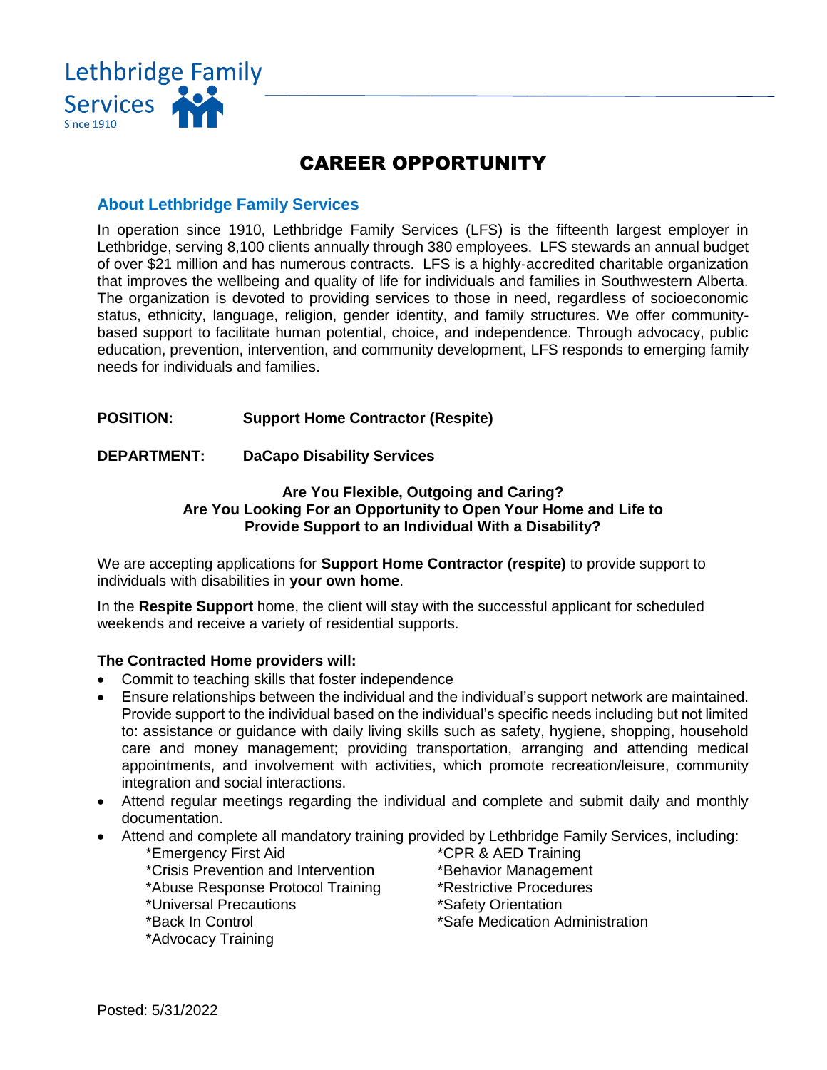Lethbridge Family Services
Since 1910

# CAREER OPPORTUNITY

## About Lethbridge Family Services

In operation since 1910, Lethbridge Family Services (LFS) is the fifteenth largest employer in Lethbridge, serving 8,100 clients annually through 380 employees. LFS stewards an annual budget of over $21 million and has numerous contracts. LFS is a highly-accredited charitable organization that improves the wellbeing and quality of life for individuals and families in Southwestern Alberta. The organization is devoted to providing services to those in need, regardless of socioeconomic status, ethnicity, language, religion, gender identity, and family structures. We offer community-based support to facilitate human potential, choice, and independence. Through advocacy, public education, prevention, intervention, and community development, LFS responds to emerging family needs for individuals and families.

**POSITION:** **Support Home Contractor (Respite)**

**DEPARTMENT:** **DaCapo Disability Services**

**Are You Flexible, Outgoing and Caring?**
**Are You Looking For an Opportunity to Open Your Home and Life to Provide Support to an Individual With a Disability?**

We are accepting applications for **Support Home Contractor (respite)** to provide support to individuals with disabilities in **your own home**.

In the **Respite Support** home, the client will stay with the successful applicant for scheduled weekends and receive a variety of residential supports.

**The Contracted Home providers will:**

- Commit to teaching skills that foster independence
- Ensure relationships between the individual and the individual's support network are maintained. Provide support to the individual based on the individual's specific needs including but not limited to: assistance or guidance with daily living skills such as safety, hygiene, shopping, household care and money management; providing transportation, arranging and attending medical appointments, and involvement with activities, which promote recreation/leisure, community integration and social interactions.
- Attend regular meetings regarding the individual and complete and submit daily and monthly documentation.
- Attend and complete all mandatory training provided by Lethbridge Family Services, including:
  - *Emergency First Aid
  - *Crisis Prevention and Intervention
  - *Abuse Response Protocol Training
  - *Universal Precautions
  - *Back In Control
  - *Advocacy Training
  - *CPR & AED Training
  - *Behavior Management
  - *Restrictive Procedures
  - *Safety Orientation
  - *Safe Medication Administration

Posted: 5/31/2022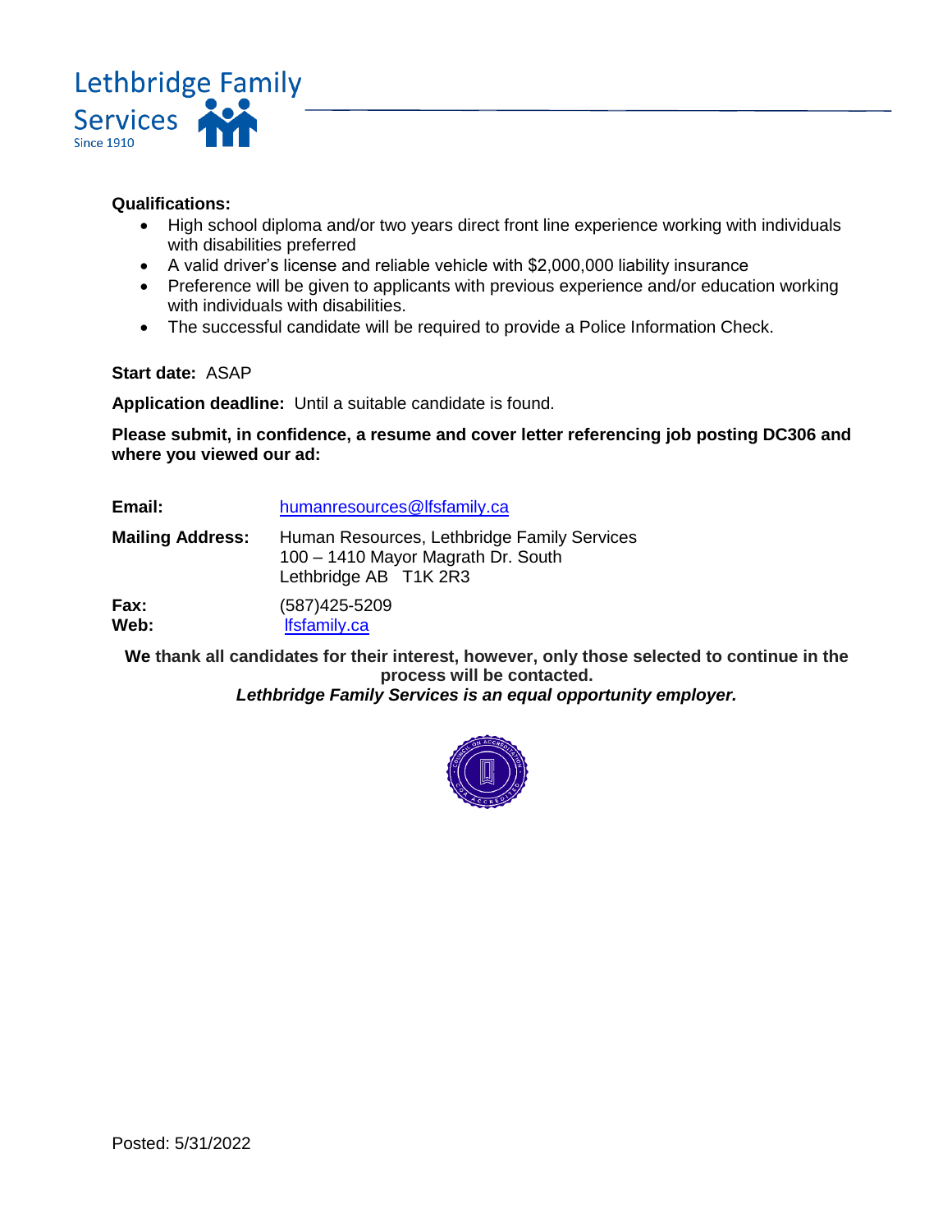**Qualifications:**

- High school diploma and/or two years direct front line experience working with individuals with disabilities preferred
- A valid driver's license and reliable vehicle with $2,000,000 liability insurance
- Preference will be given to applicants with previous experience and/or education working with individuals with disabilities.
- The successful candidate will be required to provide a Police Information Check.

**Start date:** ASAP

**Application deadline:** Until a suitable candidate is found.

**Please submit, in confidence, a resume and cover letter referencing job posting DC306 and where you viewed our ad:**

| | |
|---|---|
| **Email:** | humanresources@lfsfamily.ca |
| **Mailing Address:** | Human Resources, Lethbridge Family Services<br>100 – 1410 Mayor Magrath Dr. South<br>Lethbridge AB T1K 2R3 |
| **Fax:** | (587)425-5209 |
| **Web:** | lfsfamily.ca |

**We thank all candidates for their interest, however, only those selected to continue in the process will be contacted.**

***Lethbridge Family Services is an equal opportunity employer.***

Posted: 5/31/2022